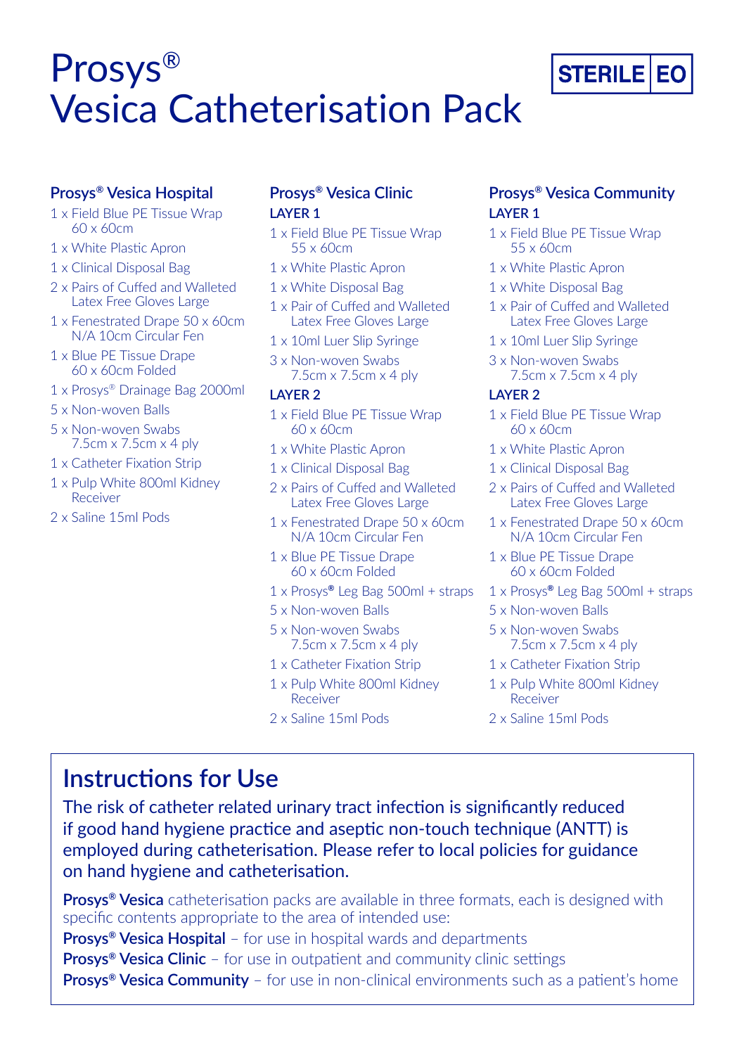# Prosys® Vesica Catheterisation Pack

STERILE EO

## Prosys® Vesica Hospital

- 1 x Field Blue PE Tissue Wrap 60 x 60cm
- 1 x White Plastic Apron
- 1 x Clinical Disposal Bag
- 2 x Pairs of Cuffed and Walleted Latex Free Gloves Large
- 1 x Fenestrated Drape 50 x 60cm N/A 10cm Circular Fen
- 1 x Blue PE Tissue Drape 60 x 60cm Folded
- 1 x Prosys® Drainage Bag 2000ml
- 5 x Non-woven Balls
- 5 x Non-woven Swabs 7.5cm x 7.5cm x 4 ply
- 1 x Catheter Fixation Strip
- 1 x Pulp White 800ml Kidney Receiver
- 2 x Saline 15ml Pods

## Prosys® Vesica Clinic

### LAYER 1

- 1 x Field Blue PE Tissue Wrap 55 x 60cm
- 1 x White Plastic Apron
- 1 x White Disposal Bag
- 1 x Pair of Cuffed and Walleted Latex Free Gloves Large
- 1 x 10ml Luer Slip Syringe
- 3 x Non-woven Swabs 7.5cm x 7.5cm x 4 ply

### LAYER 2

- 1 x Field Blue PE Tissue Wrap 60 x 60cm
- 1 x White Plastic Apron
- 1 x Clinical Disposal Bag
- 2 x Pairs of Cuffed and Walleted Latex Free Gloves Large
- 1 x Fenestrated Drape 50 x 60cm N/A 10cm Circular Fen
- 1 x Blue PE Tissue Drape 60 x 60cm Folded
- 1 x Prosys® Leg Bag 500ml + straps
- 5 x Non-woven Balls
- 5 x Non-woven Swabs 7.5cm x 7.5cm x 4 ply
- 1 x Catheter Fixation Strip
- 1 x Pulp White 800ml Kidney Receiver
- 2 x Saline 15ml Pods

## Prosys® Vesica Community

### LAYER 1

- 1 x Field Blue PE Tissue Wrap 55 x 60cm
- 1 x White Plastic Apron
- 1 x White Disposal Bag
- 1 x Pair of Cuffed and Walleted Latex Free Gloves Large
- 1 x 10ml Luer Slip Syringe
- 3 x Non-woven Swabs 7.5cm x 7.5cm x 4 ply

### LAYER 2

- 1 x Field Blue PE Tissue Wrap 60 x 60cm
- 1 x White Plastic Apron
- 1 x Clinical Disposal Bag
- 2 x Pairs of Cuffed and Walleted Latex Free Gloves Large
- 1 x Fenestrated Drape 50 x 60cm N/A 10cm Circular Fen
- 1 x Blue PE Tissue Drape 60 x 60cm Folded
- 1 x Prosys® Leg Bag 500ml + straps
- 5 x Non-woven Balls
- 5 x Non-woven Swabs 7.5cm x 7.5cm x 4 ply
- 1 x Catheter Fixation Strip
- 1 x Pulp White 800ml Kidney Receiver
- 2 x Saline 15ml Pods

## Instructions for Use

The risk of catheter related urinary tract infection is significantly reduced if good hand hygiene practice and aseptic non-touch technique (ANTT) is employed during catheterisation. Please refer to local policies for guidance on hand hygiene and catheterisation.

**Prosys® Vesica** catheterisation packs are available in three formats, each is designed with specific contents appropriate to the area of intended use:

**Prosys® Vesica Hospital** – for use in hospital wards and departments

**Prosys® Vesica Clinic** – for use in outpatient and community clinic settings

**Prosys® Vesica Community** – for use in non-clinical environments such as a patient's home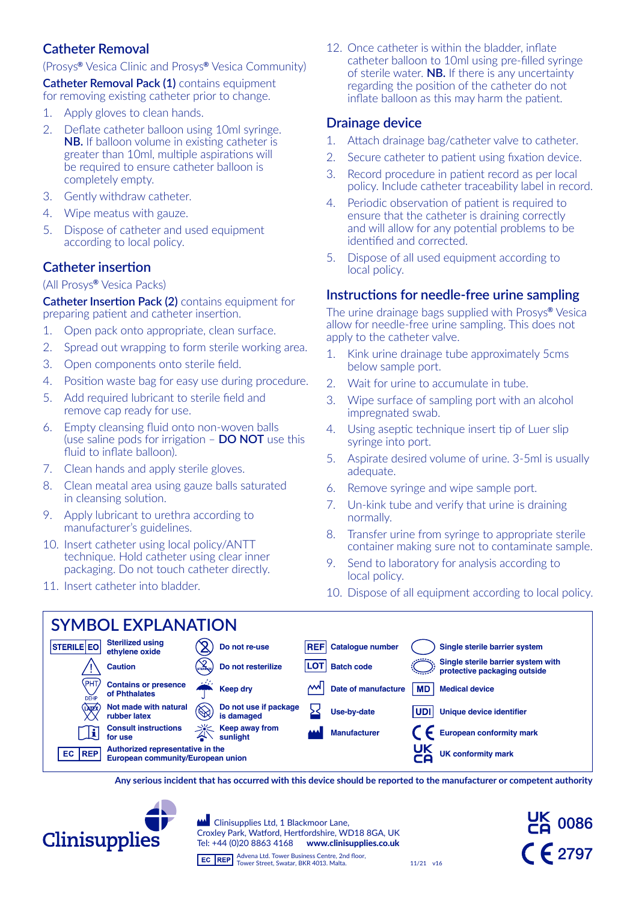## Catheter Removal

(Prosys® Vesica Clinic and Prosys® Vesica Community)

**Catheter Removal Pack (1)** contains equipment for removing existing catheter prior to change.

1. Apply gloves to clean hands.
2. Deflate catheter balloon using 10ml syringe. **NB.** If balloon volume in existing catheter is greater than 10ml, multiple aspirations will be required to ensure catheter balloon is completely empty.
3. Gently withdraw catheter.
4. Wipe meatus with gauze.
5. Dispose of catheter and used equipment according to local policy.

## Catheter insertion

(All Prosys® Vesica Packs)

**Catheter Insertion Pack (2)** contains equipment for preparing patient and catheter insertion.

1. Open pack onto appropriate, clean surface.
2. Spread out wrapping to form sterile working area.
3. Open components onto sterile field.
4. Position waste bag for easy use during procedure.
5. Add required lubricant to sterile field and remove cap ready for use.
6. Empty cleansing fluid onto non-woven balls (use saline pods for irrigation – **DO NOT** use this fluid to inflate balloon).
7. Clean hands and apply sterile gloves.
8. Clean meatal area using gauze balls saturated in cleansing solution.
9. Apply lubricant to urethra according to manufacturer's guidelines.
10. Insert catheter using local policy/ANTT technique. Hold catheter using clear inner packaging. Do not touch catheter directly.
11. Insert catheter into bladder.
12. Once catheter is within the bladder, inflate catheter balloon to 10ml using pre-filled syringe of sterile water. **NB.** If there is any uncertainty regarding the position of the catheter do not inflate balloon as this may harm the patient.

## Drainage device

1. Attach drainage bag/catheter valve to catheter.
2. Secure catheter to patient using fixation device.
3. Record procedure in patient record as per local policy. Include catheter traceability label in record.
4. Periodic observation of patient is required to ensure that the catheter is draining correctly and will allow for any potential problems to be identified and corrected.
5. Dispose of all used equipment according to local policy.

## Instructions for needle-free urine sampling

The urine drainage bags supplied with Prosys® Vesica allow for needle-free urine sampling. This does not apply to the catheter valve.

1. Kink urine drainage tube approximately 5cms below sample port.
2. Wait for urine to accumulate in tube.
3. Wipe surface of sampling port with an alcohol impregnated swab.
4. Using aseptic technique insert tip of Luer slip syringe into port.
5. Aspirate desired volume of urine. 3-5ml is usually adequate.
6. Remove syringe and wipe sample port.
7. Un-kink tube and verify that urine is draining normally.
8. Transfer urine from syringe to appropriate sterile container making sure not to contaminate sample.
9. Send to laboratory for analysis according to local policy.
10. Dispose of all equipment according to local policy.

## SYMBOL EXPLANATION

| Symbol | Meaning |
|---|---|
| STERILE EO | Sterilized using ethylene oxide |
| ⚠ | Caution |
| PHT | Contains or presence of Phthalates |
| LATEX | Not made with natural rubber latex |
| i | Consult instructions for use |
| EC REP | Authorized representative in the European community/European union |
| ② | Do not re-use |
| STERILIZE | Do not resterilize |
| ☂ | Keep dry |
| ⊘ | Do not use if package is damaged |
| ☀ | Keep away from sunlight |
| REF | Catalogue number |
| LOT | Batch code |
| | Date of manufacture |
| ⧗ | Use-by-date |
| | Manufacturer |
| ◯ | Single sterile barrier system |
| | Single sterile barrier system with protective packaging outside |
| MD | Medical device |
| UDI | Unique device identifier |
| CE | European conformity mark |
| UKCA | UK conformity mark |

**Any serious incident that has occurred with this device should be reported to the manufacturer or competent authority**

Clinisupplies

Clinisupplies Ltd, 1 Blackmoor Lane, Croxley Park, Watford, Hertfordshire, WD18 8GA, UK
Tel: +44 (0)20 8863 4168 **www.clinisupplies.co.uk**

EC REP Advena Ltd. Tower Business Centre, 2nd floor, Tower Street, Swatar, BKR 4013. Malta.

11/21 v16

UKCA 0086

CE 2797